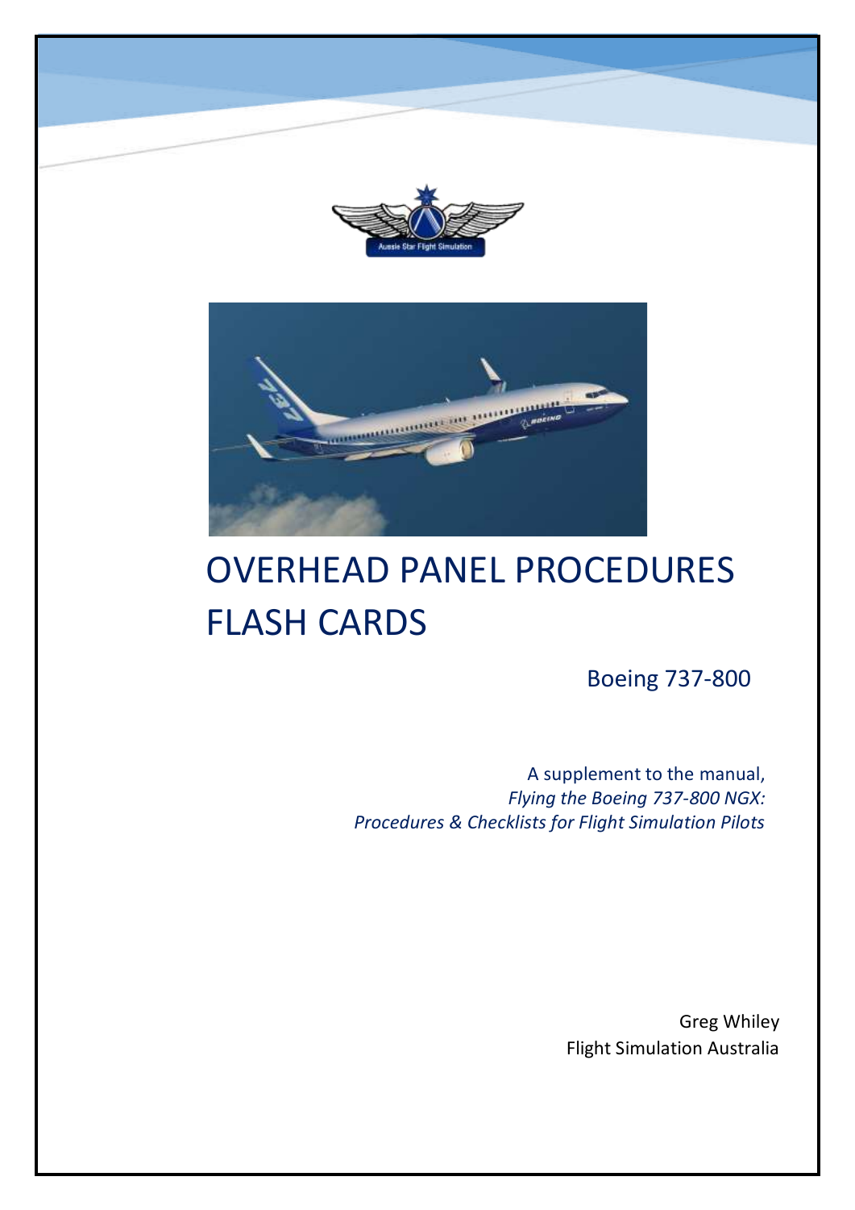# OVERHEAD PANEL PROCEDURES FLASH CARDS

Boeing 737-800

A supplement to the manual,
*Flying the Boeing 737-800 NGX:*
*Procedures & Checklists for Flight Simulation Pilots*

Greg Whiley
Flight Simulation Australia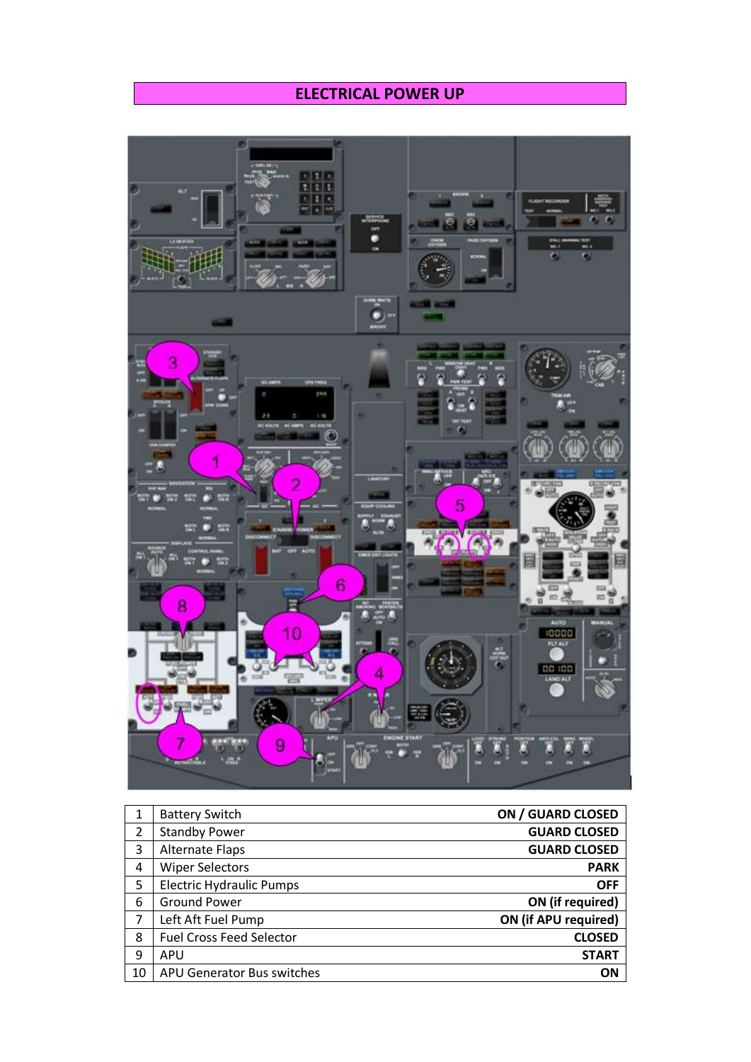# ELECTRICAL POWER UP

| | | |
|---|---|---|
| 1 | Battery Switch | ON / GUARD CLOSED |
| 2 | Standby Power | GUARD CLOSED |
| 3 | Alternate Flaps | GUARD CLOSED |
| 4 | Wiper Selectors | PARK |
| 5 | Electric Hydraulic Pumps | OFF |
| 6 | Ground Power | ON (if required) |
| 7 | Left Aft Fuel Pump | ON (if APU required) |
| 8 | Fuel Cross Feed Selector | CLOSED |
| 9 | APU | START |
| 10 | APU Generator Bus switches | ON |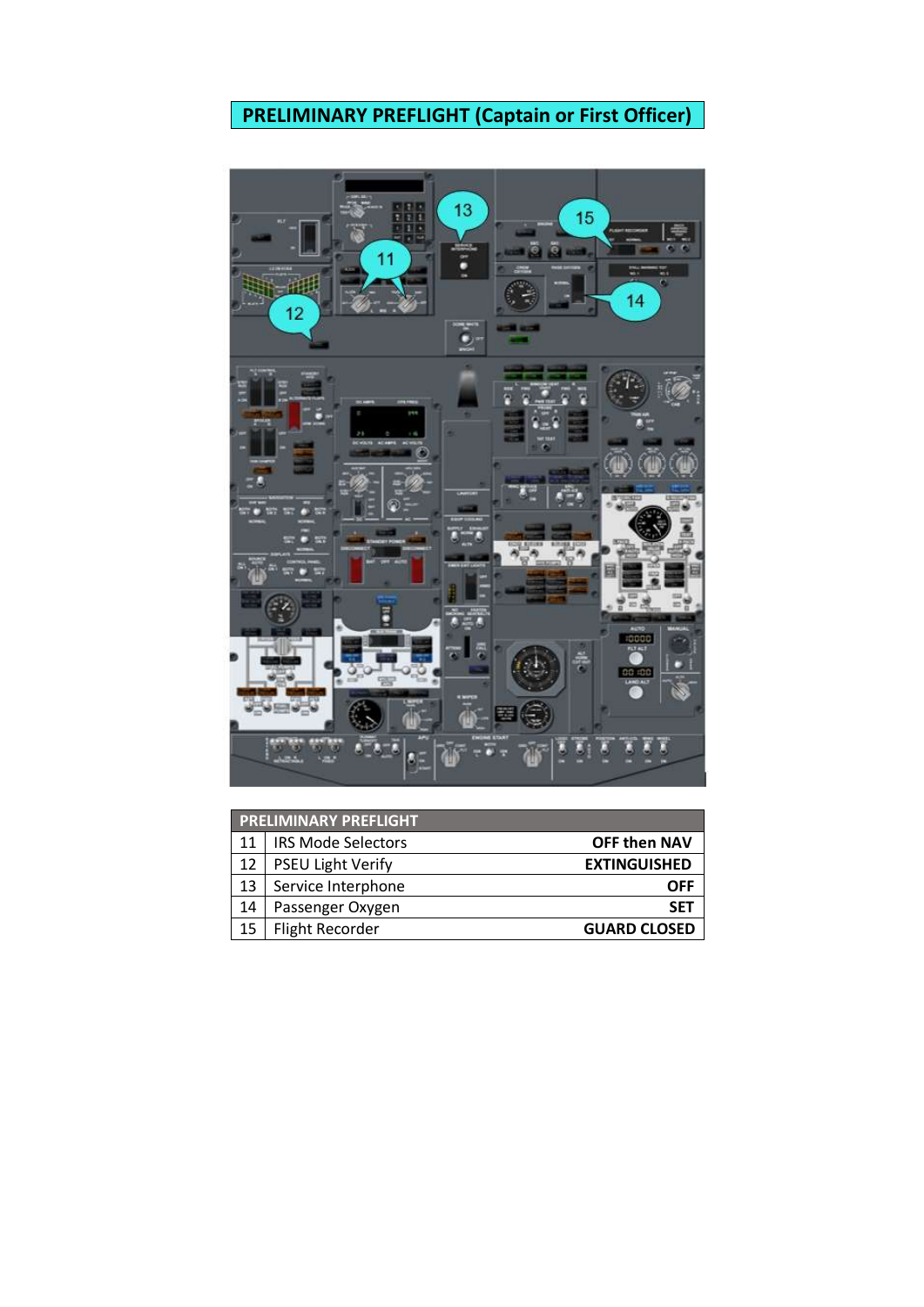# PRELIMINARY PREFLIGHT (Captain or First Officer)

| PRELIMINARY PREFLIGHT | | |
|---|---|---|
| 11 | IRS Mode Selectors | **OFF then NAV** |
| 12 | PSEU Light Verify | **EXTINGUISHED** |
| 13 | Service Interphone | **OFF** |
| 14 | Passenger Oxygen | **SET** |
| 15 | Flight Recorder | **GUARD CLOSED** |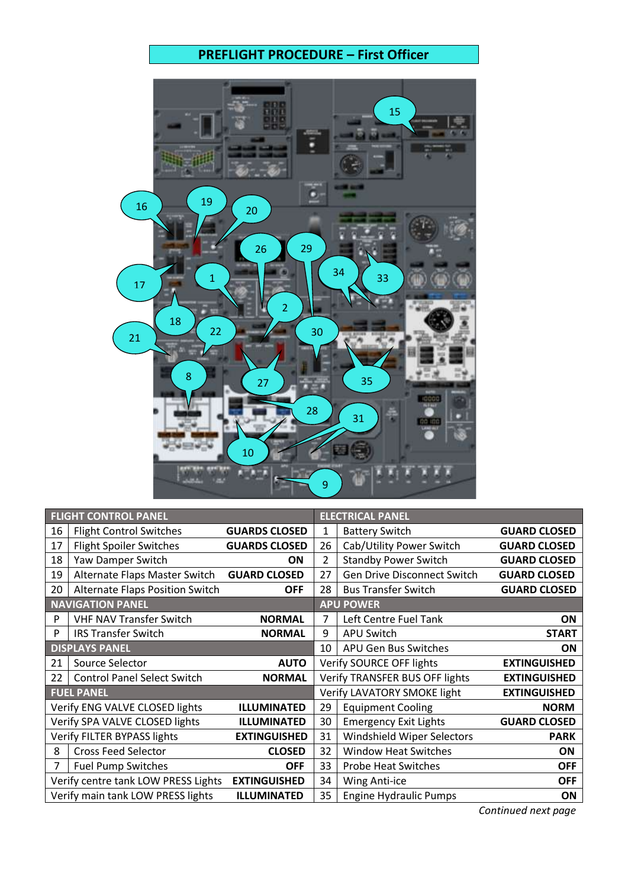# PREFLIGHT PROCEDURE – First Officer

| FLIGHT CONTROL PANEL | | | ELECTRICAL PANEL | | |
|---|---|---|---|---|---|
| 16 | Flight Control Switches | GUARDS CLOSED | 1 | Battery Switch | GUARD CLOSED |
| 17 | Flight Spoiler Switches | GUARDS CLOSED | 26 | Cab/Utility Power Switch | GUARD CLOSED |
| 18 | Yaw Damper Switch | ON | 2 | Standby Power Switch | GUARD CLOSED |
| 19 | Alternate Flaps Master Switch | GUARD CLOSED | 27 | Gen Drive Disconnect Switch | GUARD CLOSED |
| 20 | Alternate Flaps Position Switch | OFF | 28 | Bus Transfer Switch | GUARD CLOSED |
| **NAVIGATION PANEL** | | | **APU POWER** | | |
| P | VHF NAV Transfer Switch | NORMAL | 7 | Left Centre Fuel Tank | ON |
| P | IRS Transfer Switch | NORMAL | 9 | APU Switch | START |
| **DISPLAYS PANEL** | | | 10 | APU Gen Bus Switches | ON |
| 21 | Source Selector | AUTO | Verify SOURCE OFF lights | | EXTINGUISHED |
| 22 | Control Panel Select Switch | NORMAL | Verify TRANSFER BUS OFF lights | | EXTINGUISHED |
| **FUEL PANEL** | | | Verify LAVATORY SMOKE light | | EXTINGUISHED |
| Verify ENG VALVE CLOSED lights | | ILLUMINATED | 29 | Equipment Cooling | NORM |
| Verify SPA VALVE CLOSED lights | | ILLUMINATED | 30 | Emergency Exit Lights | GUARD CLOSED |
| Verify FILTER BYPASS lights | | EXTINGUISHED | 31 | Windshield Wiper Selectors | PARK |
| 8 | Cross Feed Selector | CLOSED | 32 | Window Heat Switches | ON |
| 7 | Fuel Pump Switches | OFF | 33 | Probe Heat Switches | OFF |
| Verify centre tank LOW PRESS Lights | | EXTINGUISHED | 34 | Wing Anti-ice | OFF |
| Verify main tank LOW PRESS lights | | ILLUMINATED | 35 | Engine Hydraulic Pumps | ON |

*Continued next page*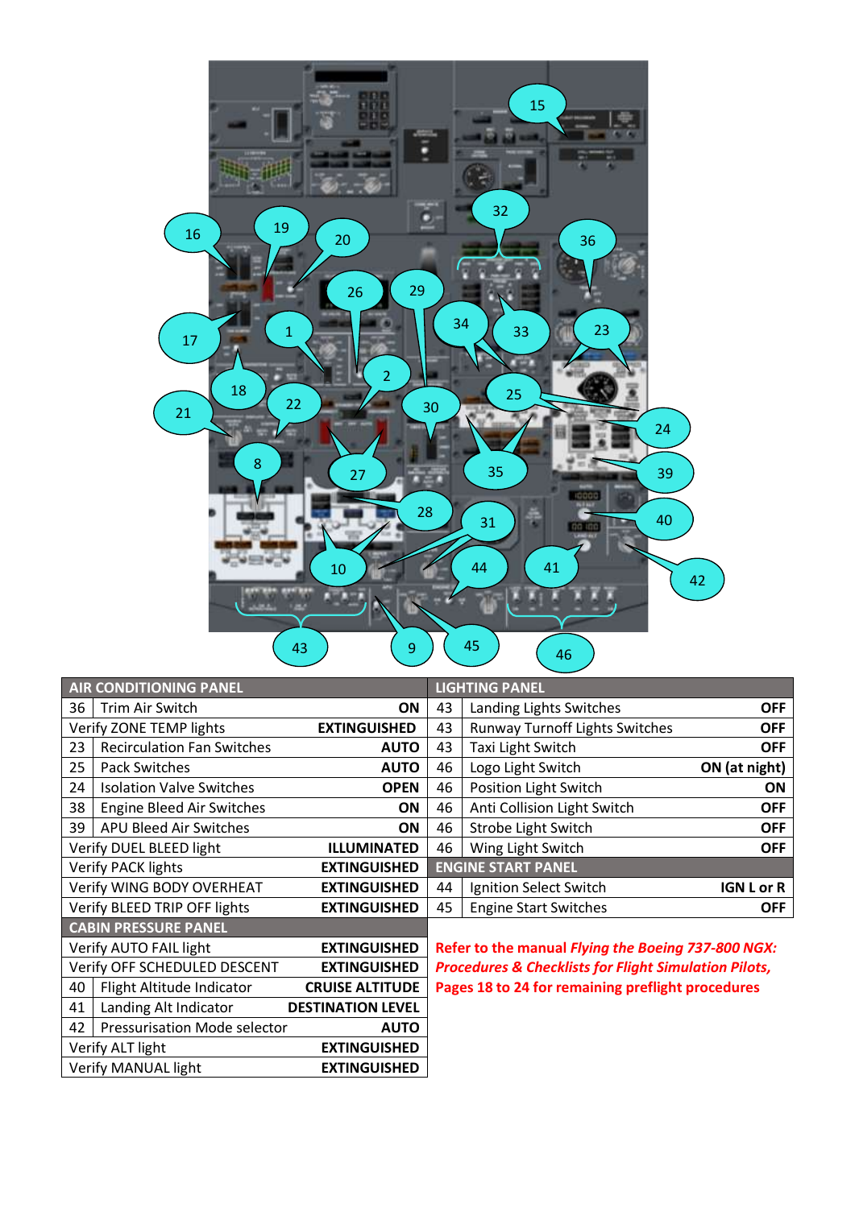| AIR CONDITIONING PANEL | | |
|---|---|---|
| 36 | Trim Air Switch | ON |
| Verify ZONE TEMP lights | | EXTINGUISHED |
| 23 | Recirculation Fan Switches | AUTO |
| 25 | Pack Switches | AUTO |
| 24 | Isolation Valve Switches | OPEN |
| 38 | Engine Bleed Air Switches | ON |
| 39 | APU Bleed Air Switches | ON |
| Verify DUEL BLEED light | | ILLUMINATED |
| Verify PACK lights | | EXTINGUISHED |
| Verify WING BODY OVERHEAT | | EXTINGUISHED |
| Verify BLEED TRIP OFF lights | | EXTINGUISHED |
| **CABIN PRESSURE PANEL** | | |
| Verify AUTO FAIL light | | EXTINGUISHED |
| Verify OFF SCHEDULED DESCENT | | EXTINGUISHED |
| 40 | Flight Altitude Indicator | CRUISE ALTITUDE |
| 41 | Landing Alt Indicator | DESTINATION LEVEL |
| 42 | Pressurisation Mode selector | AUTO |
| Verify ALT light | | EXTINGUISHED |
| Verify MANUAL light | | EXTINGUISHED |

| LIGHTING PANEL | | |
|---|---|---|
| 43 | Landing Lights Switches | OFF |
| 43 | Runway Turnoff Lights Switches | OFF |
| 43 | Taxi Light Switch | OFF |
| 46 | Logo Light Switch | ON (at night) |
| 46 | Position Light Switch | ON |
| 46 | Anti Collision Light Switch | OFF |
| 46 | Strobe Light Switch | OFF |
| 46 | Wing Light Switch | OFF |
| **ENGINE START PANEL** | | |
| 44 | Ignition Select Switch | IGN L or R |
| 45 | Engine Start Switches | OFF |

**Refer to the manual *Flying the Boeing 737-800 NGX: Procedures & Checklists for Flight Simulation Pilots,* Pages 18 to 24 for remaining preflight procedures**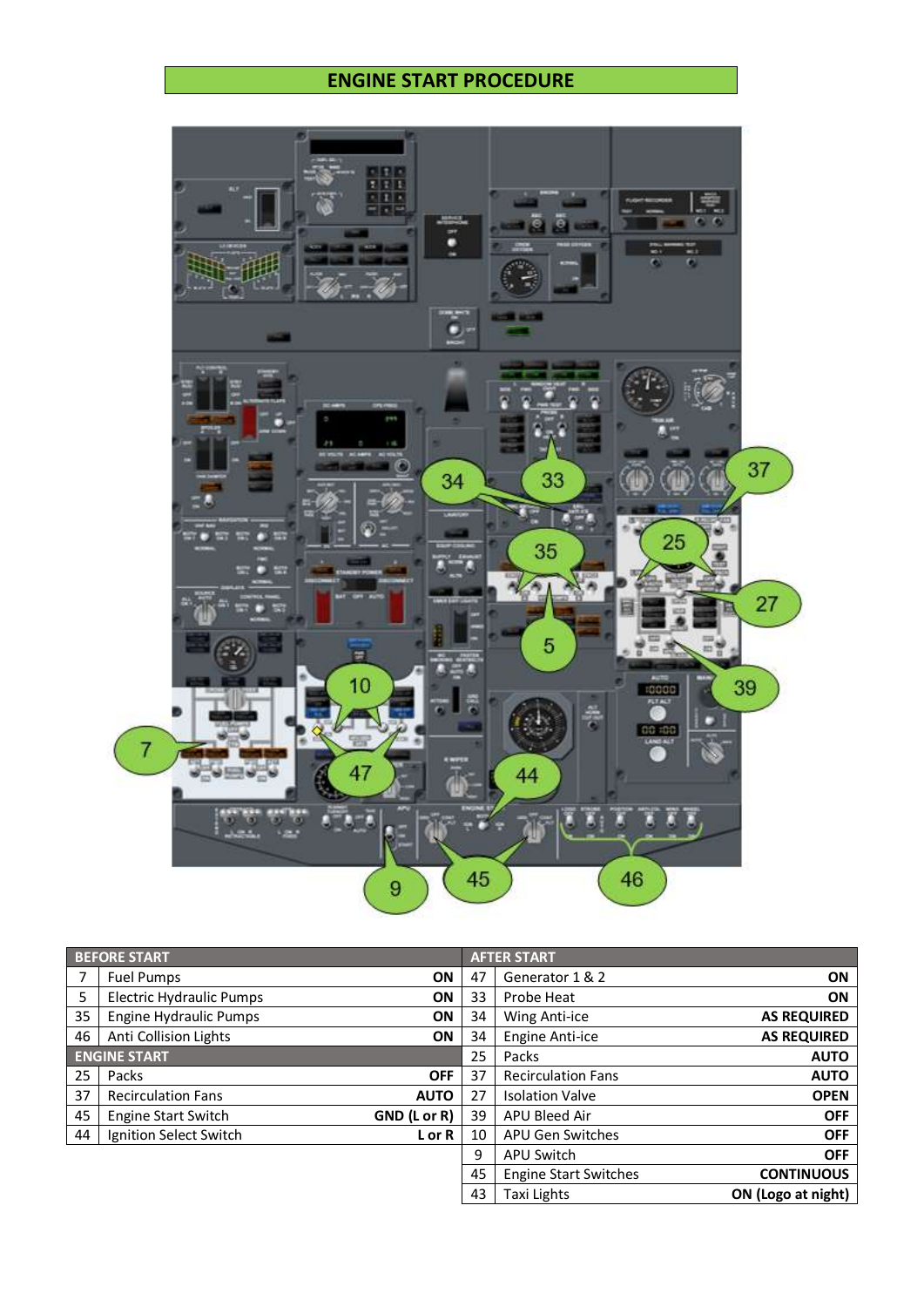# ENGINE START PROCEDURE

| BEFORE START | | | AFTER START | | |
|---|---|---|---|---|---|
| 7 | Fuel Pumps | ON | 47 | Generator 1 & 2 | ON |
| 5 | Electric Hydraulic Pumps | ON | 33 | Probe Heat | ON |
| 35 | Engine Hydraulic Pumps | ON | 34 | Wing Anti-ice | AS REQUIRED |
| 46 | Anti Collision Lights | ON | 34 | Engine Anti-ice | AS REQUIRED |
| **ENGINE START** | | | 25 | Packs | AUTO |
| 25 | Packs | OFF | 37 | Recirculation Fans | AUTO |
| 37 | Recirculation Fans | AUTO | 27 | Isolation Valve | OPEN |
| 45 | Engine Start Switch | GND (L or R) | 39 | APU Bleed Air | OFF |
| 44 | Ignition Select Switch | L or R | 10 | APU Gen Switches | OFF |
| | | | 9 | APU Switch | OFF |
| | | | 45 | Engine Start Switches | CONTINUOUS |
| | | | 43 | Taxi Lights | ON (Logo at night) |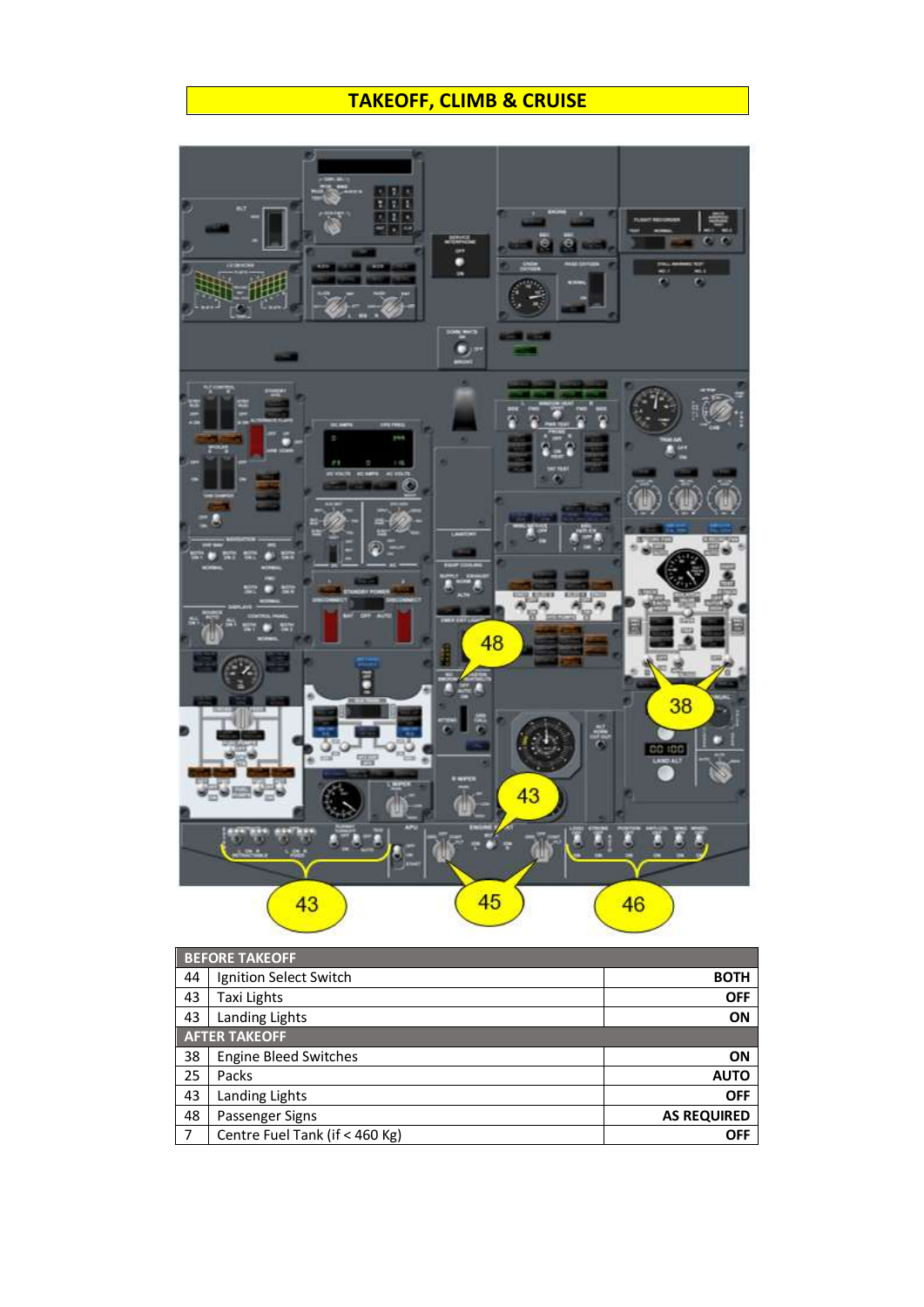# TAKEOFF, CLIMB & CRUISE

| | BEFORE TAKEOFF | |
|---|---|---|
| 44 | Ignition Select Switch | **BOTH** |
| 43 | Taxi Lights | **OFF** |
| 43 | Landing Lights | **ON** |
| | **AFTER TAKEOFF** | |
| 38 | Engine Bleed Switches | **ON** |
| 25 | Packs | **AUTO** |
| 43 | Landing Lights | **OFF** |
| 48 | Passenger Signs | **AS REQUIRED** |
| 7 | Centre Fuel Tank (if < 460 Kg) | **OFF** |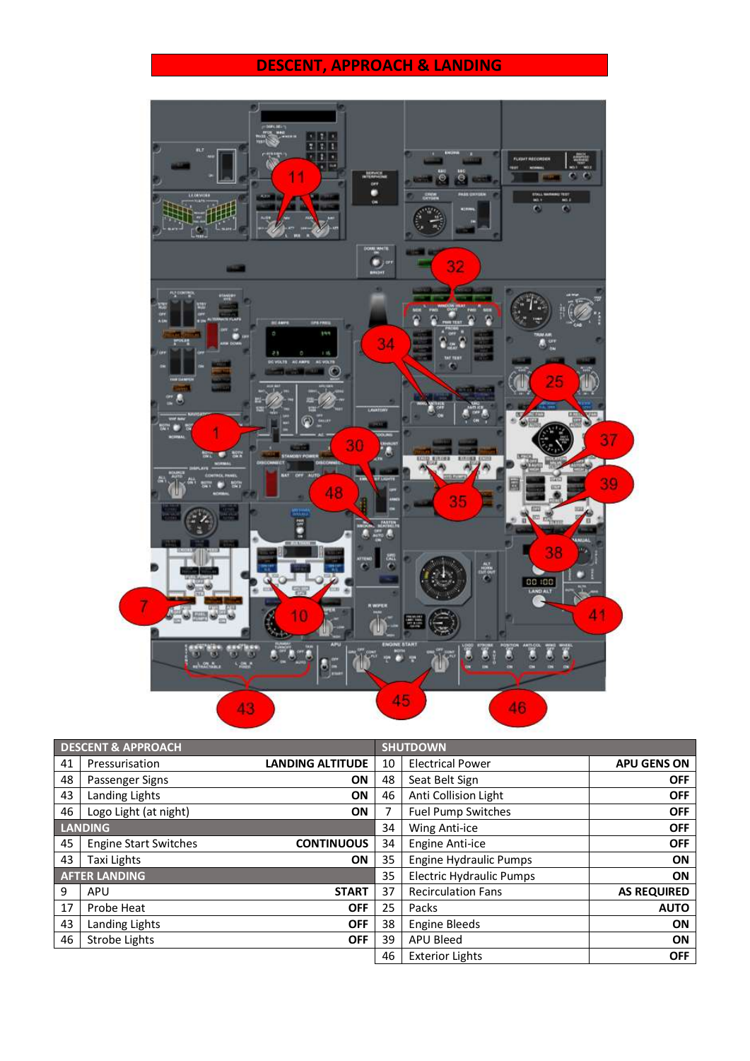# DESCENT, APPROACH & LANDING

| DESCENT & APPROACH | | | SHUTDOWN | | |
|---|---|---|---|---|---|
| 41 | Pressurisation | LANDING ALTITUDE | 10 | Electrical Power | APU GENS ON |
| 48 | Passenger Signs | ON | 48 | Seat Belt Sign | OFF |
| 43 | Landing Lights | ON | 46 | Anti Collision Light | OFF |
| 46 | Logo Light (at night) | ON | 7 | Fuel Pump Switches | OFF |
| LANDING | | | 34 | Wing Anti-ice | OFF |
| 45 | Engine Start Switches | CONTINUOUS | 34 | Engine Anti-ice | OFF |
| 43 | Taxi Lights | ON | 35 | Engine Hydraulic Pumps | ON |
| AFTER LANDING | | | 35 | Electric Hydraulic Pumps | ON |
| 9 | APU | START | 37 | Recirculation Fans | AS REQUIRED |
| 17 | Probe Heat | OFF | 25 | Packs | AUTO |
| 43 | Landing Lights | OFF | 38 | Engine Bleeds | ON |
| 46 | Strobe Lights | OFF | 39 | APU Bleed | ON |
| | | | 46 | Exterior Lights | OFF |